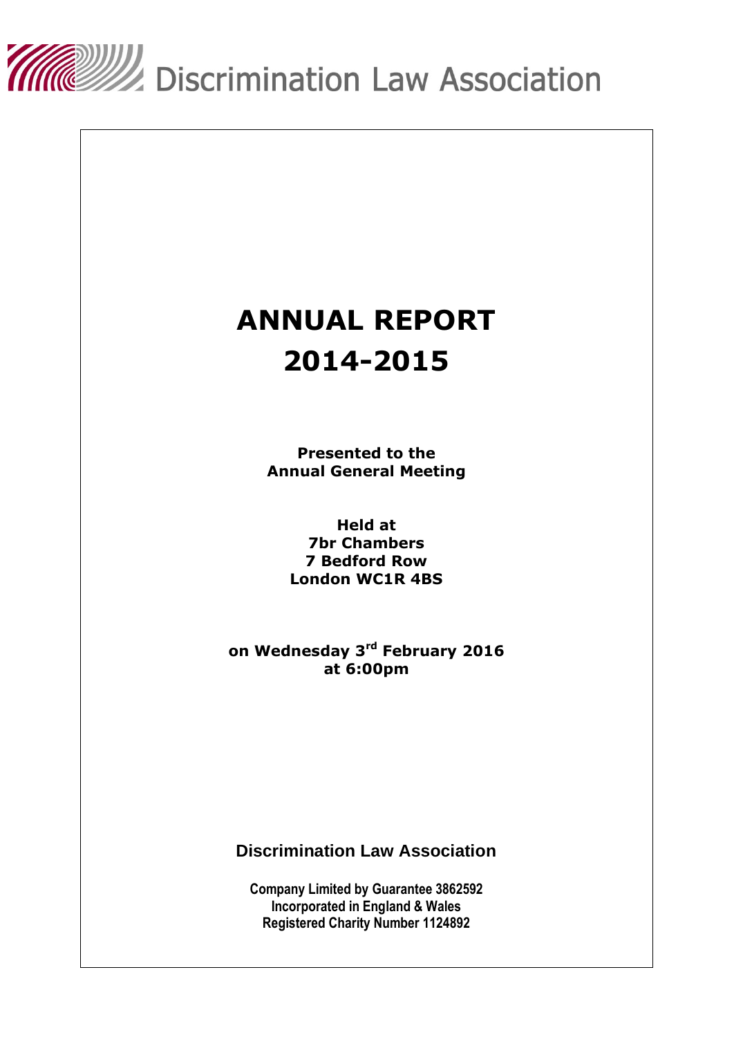Discrimination Law Association

# ANNUAL REPORT 2014-2015

**Presented to the Annual General Meeting**

**Held at**
**7br Chambers**
**7 Bedford Row**
**London WC1R 4BS**

**on Wednesday 3rd February 2016**
**at 6:00pm**

## Discrimination Law Association

**Company Limited by Guarantee 3862592**
**Incorporated in England & Wales**
**Registered Charity Number 1124892**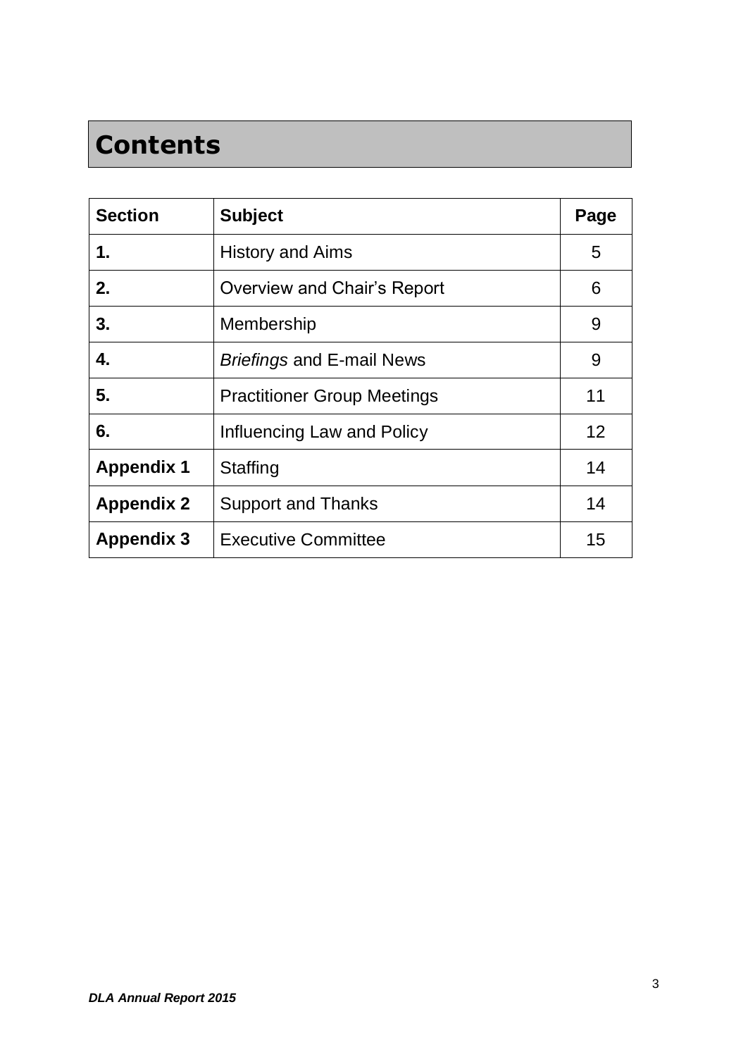# Contents

| **Section** | **Subject** | **Page** |
|---|---|---|
| **1.** | History and Aims | 5 |
| **2.** | Overview and Chair's Report | 6 |
| **3.** | Membership | 9 |
| **4.** | *Briefings* and E-mail News | 9 |
| **5.** | Practitioner Group Meetings | 11 |
| **6.** | Influencing Law and Policy | 12 |
| **Appendix 1** | Staffing | 14 |
| **Appendix 2** | Support and Thanks | 14 |
| **Appendix 3** | Executive Committee | 15 |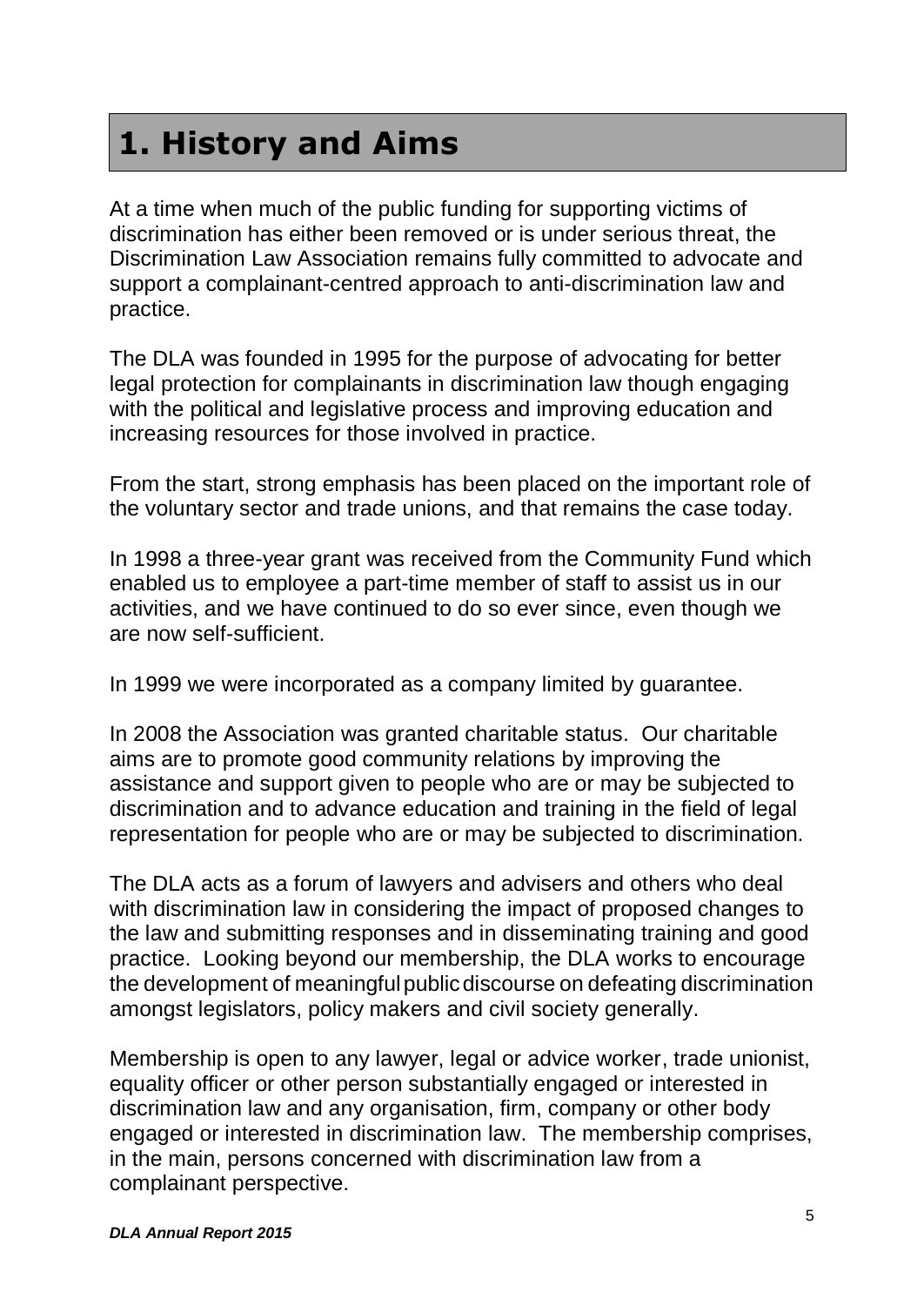# 1. History and Aims

At a time when much of the public funding for supporting victims of discrimination has either been removed or is under serious threat, the Discrimination Law Association remains fully committed to advocate and support a complainant-centred approach to anti-discrimination law and practice.

The DLA was founded in 1995 for the purpose of advocating for better legal protection for complainants in discrimination law though engaging with the political and legislative process and improving education and increasing resources for those involved in practice.

From the start, strong emphasis has been placed on the important role of the voluntary sector and trade unions, and that remains the case today.

In 1998 a three-year grant was received from the Community Fund which enabled us to employee a part-time member of staff to assist us in our activities, and we have continued to do so ever since, even though we are now self-sufficient.

In 1999 we were incorporated as a company limited by guarantee.

In 2008 the Association was granted charitable status. Our charitable aims are to promote good community relations by improving the assistance and support given to people who are or may be subjected to discrimination and to advance education and training in the field of legal representation for people who are or may be subjected to discrimination.

The DLA acts as a forum of lawyers and advisers and others who deal with discrimination law in considering the impact of proposed changes to the law and submitting responses and in disseminating training and good practice. Looking beyond our membership, the DLA works to encourage the development of meaningful public discourse on defeating discrimination amongst legislators, policy makers and civil society generally.

Membership is open to any lawyer, legal or advice worker, trade unionist, equality officer or other person substantially engaged or interested in discrimination law and any organisation, firm, company or other body engaged or interested in discrimination law. The membership comprises, in the main, persons concerned with discrimination law from a complainant perspective.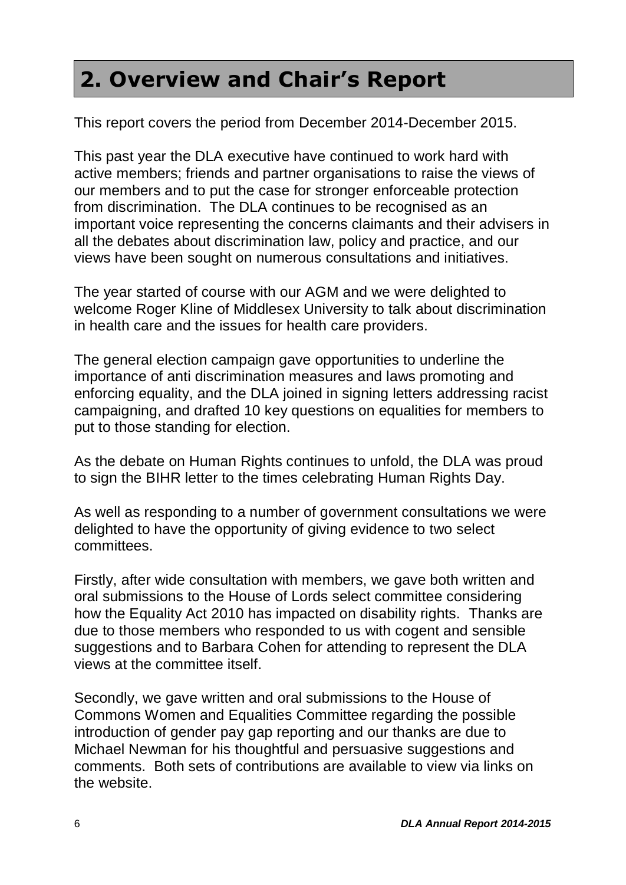# 2. Overview and Chair's Report

This report covers the period from December 2014-December 2015.

This past year the DLA executive have continued to work hard with active members; friends and partner organisations to raise the views of our members and to put the case for stronger enforceable protection from discrimination. The DLA continues to be recognised as an important voice representing the concerns claimants and their advisers in all the debates about discrimination law, policy and practice, and our views have been sought on numerous consultations and initiatives.

The year started of course with our AGM and we were delighted to welcome Roger Kline of Middlesex University to talk about discrimination in health care and the issues for health care providers.

The general election campaign gave opportunities to underline the importance of anti discrimination measures and laws promoting and enforcing equality, and the DLA joined in signing letters addressing racist campaigning, and drafted 10 key questions on equalities for members to put to those standing for election.

As the debate on Human Rights continues to unfold, the DLA was proud to sign the BIHR letter to the times celebrating Human Rights Day.

As well as responding to a number of government consultations we were delighted to have the opportunity of giving evidence to two select committees.

Firstly, after wide consultation with members, we gave both written and oral submissions to the House of Lords select committee considering how the Equality Act 2010 has impacted on disability rights. Thanks are due to those members who responded to us with cogent and sensible suggestions and to Barbara Cohen for attending to represent the DLA views at the committee itself.

Secondly, we gave written and oral submissions to the House of Commons Women and Equalities Committee regarding the possible introduction of gender pay gap reporting and our thanks are due to Michael Newman for his thoughtful and persuasive suggestions and comments. Both sets of contributions are available to view via links on the website.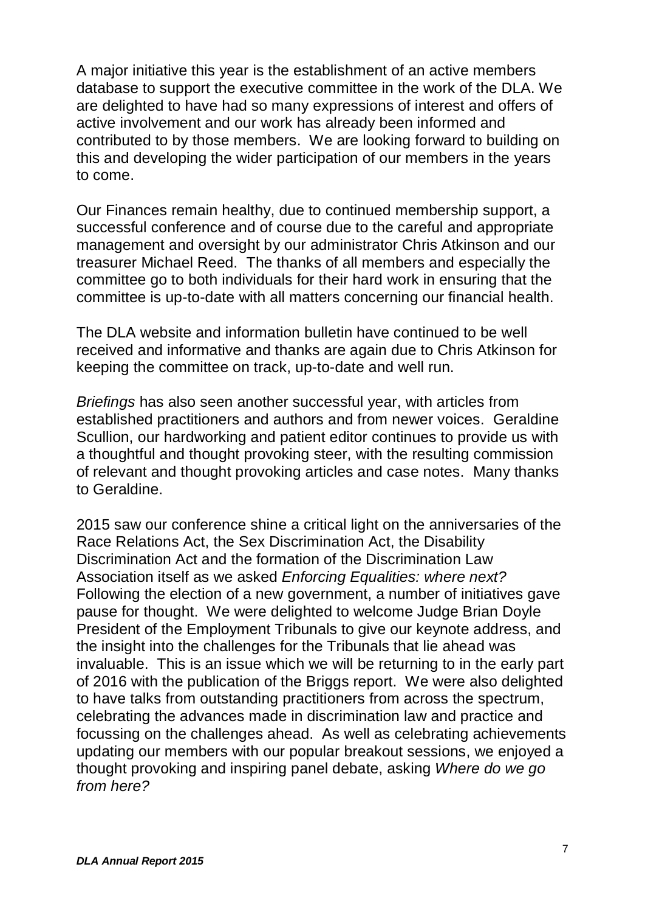A major initiative this year is the establishment of an active members database to support the executive committee in the work of the DLA. We are delighted to have had so many expressions of interest and offers of active involvement and our work has already been informed and contributed to by those members. We are looking forward to building on this and developing the wider participation of our members in the years to come.

Our Finances remain healthy, due to continued membership support, a successful conference and of course due to the careful and appropriate management and oversight by our administrator Chris Atkinson and our treasurer Michael Reed. The thanks of all members and especially the committee go to both individuals for their hard work in ensuring that the committee is up-to-date with all matters concerning our financial health.

The DLA website and information bulletin have continued to be well received and informative and thanks are again due to Chris Atkinson for keeping the committee on track, up-to-date and well run.

*Briefings* has also seen another successful year, with articles from established practitioners and authors and from newer voices. Geraldine Scullion, our hardworking and patient editor continues to provide us with a thoughtful and thought provoking steer, with the resulting commission of relevant and thought provoking articles and case notes. Many thanks to Geraldine.

2015 saw our conference shine a critical light on the anniversaries of the Race Relations Act, the Sex Discrimination Act, the Disability Discrimination Act and the formation of the Discrimination Law Association itself as we asked *Enforcing Equalities: where next?* Following the election of a new government, a number of initiatives gave pause for thought. We were delighted to welcome Judge Brian Doyle President of the Employment Tribunals to give our keynote address, and the insight into the challenges for the Tribunals that lie ahead was invaluable. This is an issue which we will be returning to in the early part of 2016 with the publication of the Briggs report. We were also delighted to have talks from outstanding practitioners from across the spectrum, celebrating the advances made in discrimination law and practice and focussing on the challenges ahead. As well as celebrating achievements updating our members with our popular breakout sessions, we enjoyed a thought provoking and inspiring panel debate, asking *Where do we go from here?*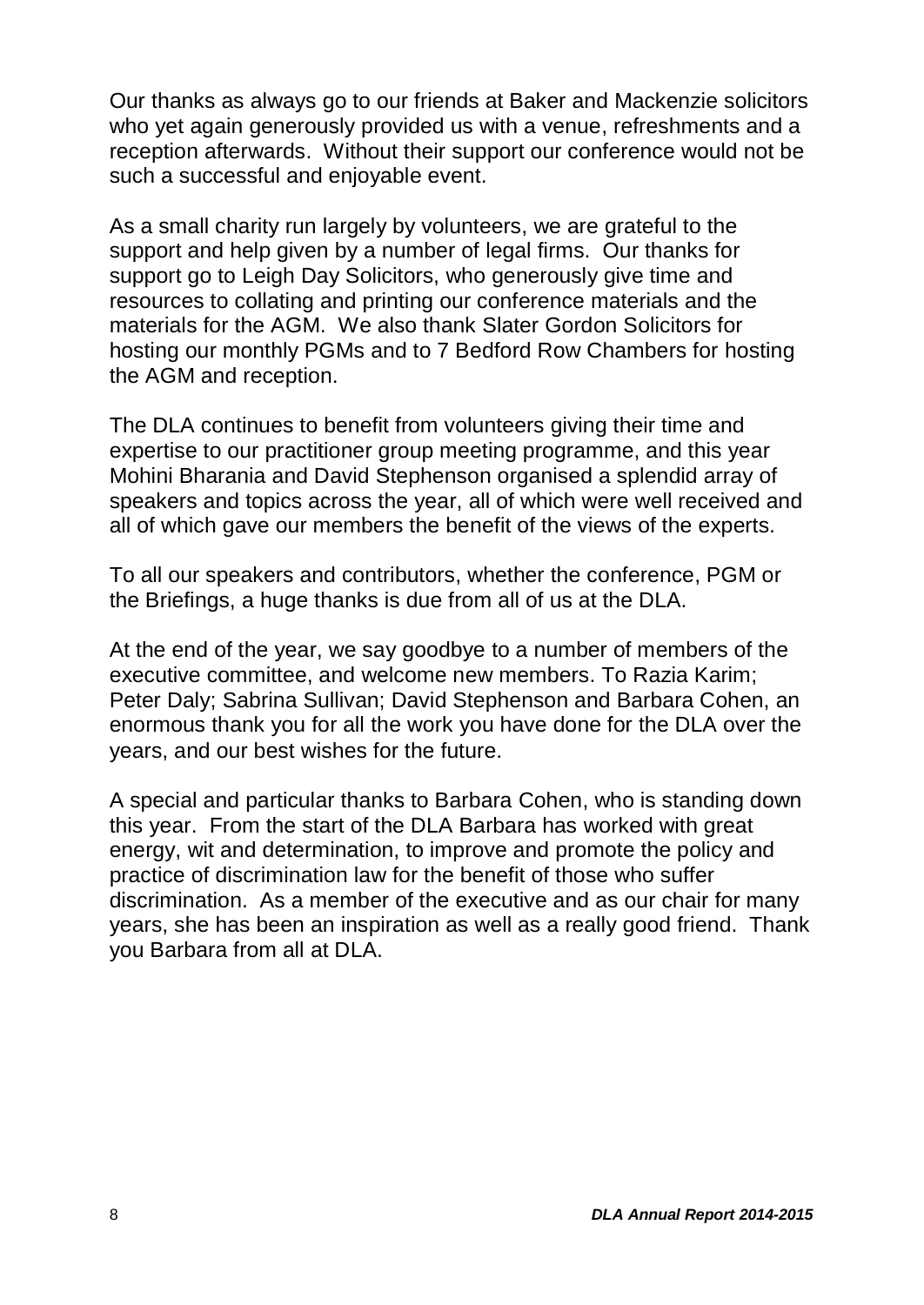Our thanks as always go to our friends at Baker and Mackenzie solicitors who yet again generously provided us with a venue, refreshments and a reception afterwards. Without their support our conference would not be such a successful and enjoyable event.

As a small charity run largely by volunteers, we are grateful to the support and help given by a number of legal firms. Our thanks for support go to Leigh Day Solicitors, who generously give time and resources to collating and printing our conference materials and the materials for the AGM. We also thank Slater Gordon Solicitors for hosting our monthly PGMs and to 7 Bedford Row Chambers for hosting the AGM and reception.

The DLA continues to benefit from volunteers giving their time and expertise to our practitioner group meeting programme, and this year Mohini Bharania and David Stephenson organised a splendid array of speakers and topics across the year, all of which were well received and all of which gave our members the benefit of the views of the experts.

To all our speakers and contributors, whether the conference, PGM or the Briefings, a huge thanks is due from all of us at the DLA.

At the end of the year, we say goodbye to a number of members of the executive committee, and welcome new members. To Razia Karim; Peter Daly; Sabrina Sullivan; David Stephenson and Barbara Cohen, an enormous thank you for all the work you have done for the DLA over the years, and our best wishes for the future.

A special and particular thanks to Barbara Cohen, who is standing down this year. From the start of the DLA Barbara has worked with great energy, wit and determination, to improve and promote the policy and practice of discrimination law for the benefit of those who suffer discrimination. As a member of the executive and as our chair for many years, she has been an inspiration as well as a really good friend. Thank you Barbara from all at DLA.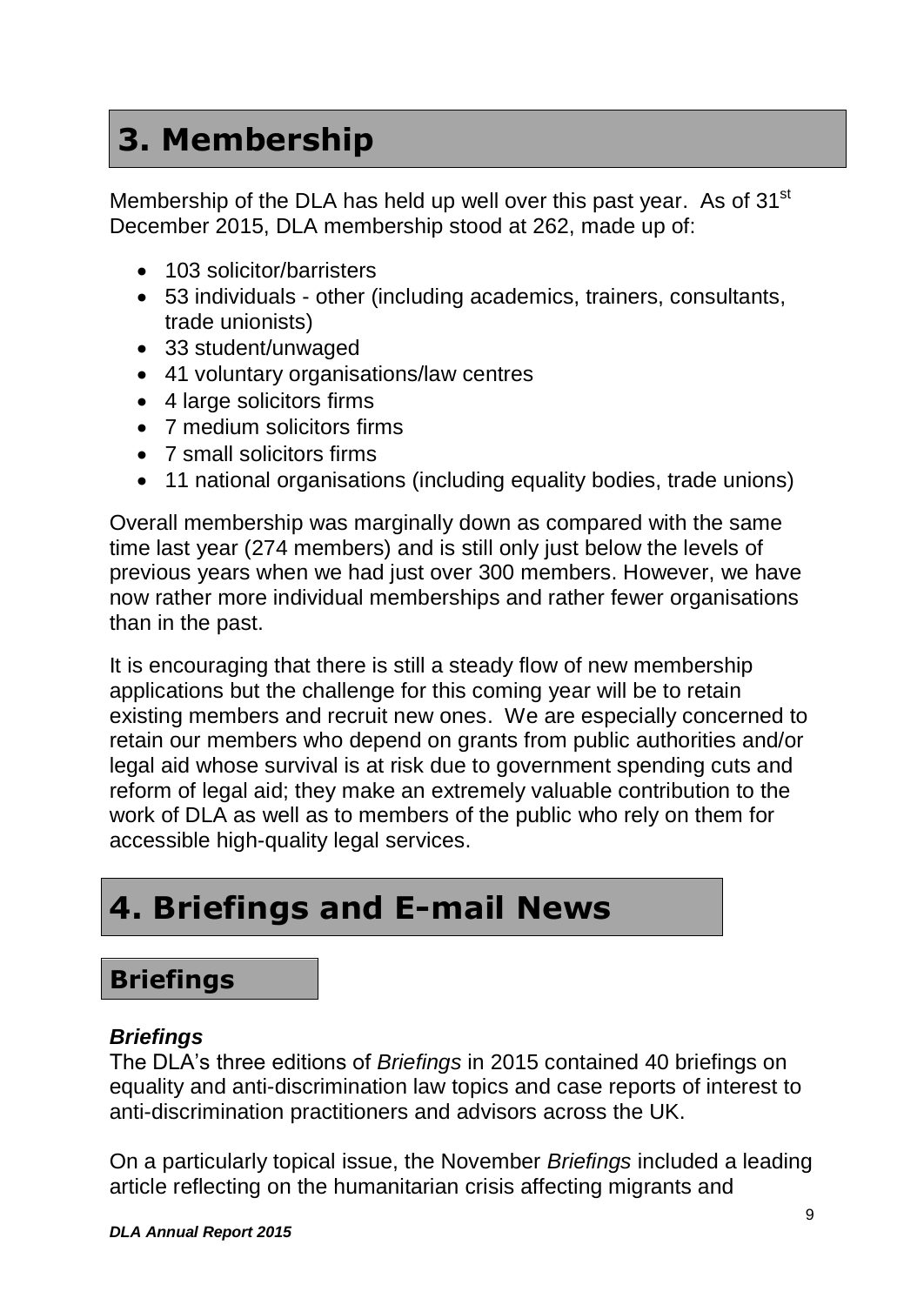# 3. Membership

Membership of the DLA has held up well over this past year. As of 31st December 2015, DLA membership stood at 262, made up of:

- 103 solicitor/barristers
- 53 individuals - other (including academics, trainers, consultants, trade unionists)
- 33 student/unwaged
- 41 voluntary organisations/law centres
- 4 large solicitors firms
- 7 medium solicitors firms
- 7 small solicitors firms
- 11 national organisations (including equality bodies, trade unions)

Overall membership was marginally down as compared with the same time last year (274 members) and is still only just below the levels of previous years when we had just over 300 members. However, we have now rather more individual memberships and rather fewer organisations than in the past.

It is encouraging that there is still a steady flow of new membership applications but the challenge for this coming year will be to retain existing members and recruit new ones. We are especially concerned to retain our members who depend on grants from public authorities and/or legal aid whose survival is at risk due to government spending cuts and reform of legal aid; they make an extremely valuable contribution to the work of DLA as well as to members of the public who rely on them for accessible high-quality legal services.

# 4. Briefings and E-mail News

## Briefings

### *Briefings*

The DLA's three editions of *Briefings* in 2015 contained 40 briefings on equality and anti-discrimination law topics and case reports of interest to anti-discrimination practitioners and advisors across the UK.

On a particularly topical issue, the November *Briefings* included a leading article reflecting on the humanitarian crisis affecting migrants and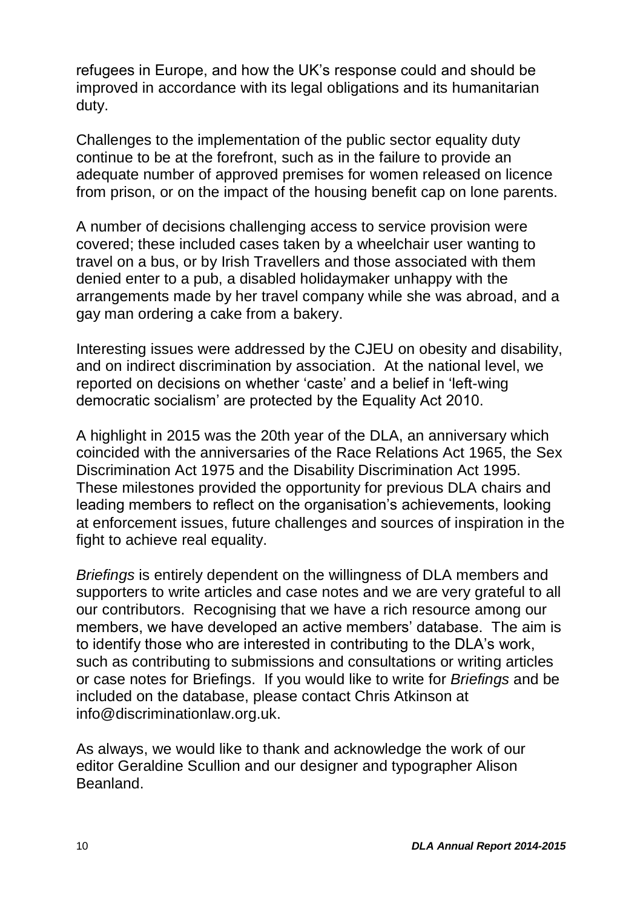refugees in Europe, and how the UK's response could and should be improved in accordance with its legal obligations and its humanitarian duty.

Challenges to the implementation of the public sector equality duty continue to be at the forefront, such as in the failure to provide an adequate number of approved premises for women released on licence from prison, or on the impact of the housing benefit cap on lone parents.

A number of decisions challenging access to service provision were covered; these included cases taken by a wheelchair user wanting to travel on a bus, or by Irish Travellers and those associated with them denied enter to a pub, a disabled holidaymaker unhappy with the arrangements made by her travel company while she was abroad, and a gay man ordering a cake from a bakery.

Interesting issues were addressed by the CJEU on obesity and disability, and on indirect discrimination by association. At the national level, we reported on decisions on whether 'caste' and a belief in 'left-wing democratic socialism' are protected by the Equality Act 2010.

A highlight in 2015 was the 20th year of the DLA, an anniversary which coincided with the anniversaries of the Race Relations Act 1965, the Sex Discrimination Act 1975 and the Disability Discrimination Act 1995. These milestones provided the opportunity for previous DLA chairs and leading members to reflect on the organisation's achievements, looking at enforcement issues, future challenges and sources of inspiration in the fight to achieve real equality.

*Briefings* is entirely dependent on the willingness of DLA members and supporters to write articles and case notes and we are very grateful to all our contributors. Recognising that we have a rich resource among our members, we have developed an active members' database. The aim is to identify those who are interested in contributing to the DLA's work, such as contributing to submissions and consultations or writing articles or case notes for Briefings. If you would like to write for *Briefings* and be included on the database, please contact Chris Atkinson at info@discriminationlaw.org.uk.

As always, we would like to thank and acknowledge the work of our editor Geraldine Scullion and our designer and typographer Alison Beanland.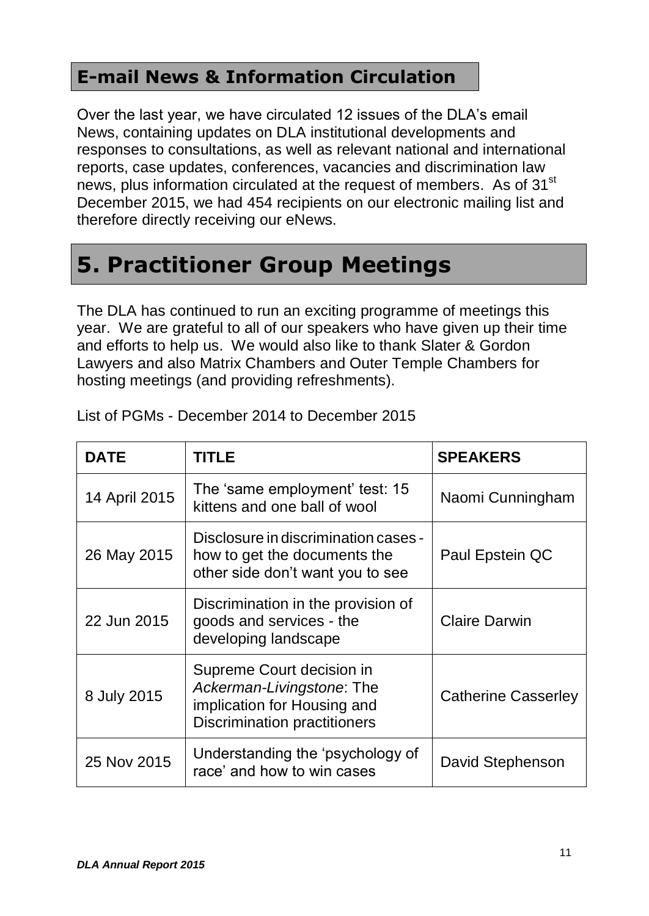## E-mail News & Information Circulation

Over the last year, we have circulated 12 issues of the DLA's email News, containing updates on DLA institutional developments and responses to consultations, as well as relevant national and international reports, case updates, conferences, vacancies and discrimination law news, plus information circulated at the request of members. As of 31st December 2015, we had 454 recipients on our electronic mailing list and therefore directly receiving our eNews.

# 5. Practitioner Group Meetings

The DLA has continued to run an exciting programme of meetings this year. We are grateful to all of our speakers who have given up their time and efforts to help us. We would also like to thank Slater & Gordon Lawyers and also Matrix Chambers and Outer Temple Chambers for hosting meetings (and providing refreshments).

List of PGMs - December 2014 to December 2015

| DATE | TITLE | SPEAKERS |
|---|---|---|
| 14 April 2015 | The 'same employment' test: 15 kittens and one ball of wool | Naomi Cunningham |
| 26 May 2015 | Disclosure in discrimination cases - how to get the documents the other side don't want you to see | Paul Epstein QC |
| 22 Jun 2015 | Discrimination in the provision of goods and services - the developing landscape | Claire Darwin |
| 8 July 2015 | Supreme Court decision in *Ackerman-Livingstone*: The implication for Housing and Discrimination practitioners | Catherine Casserley |
| 25 Nov 2015 | Understanding the 'psychology of race' and how to win cases | David Stephenson |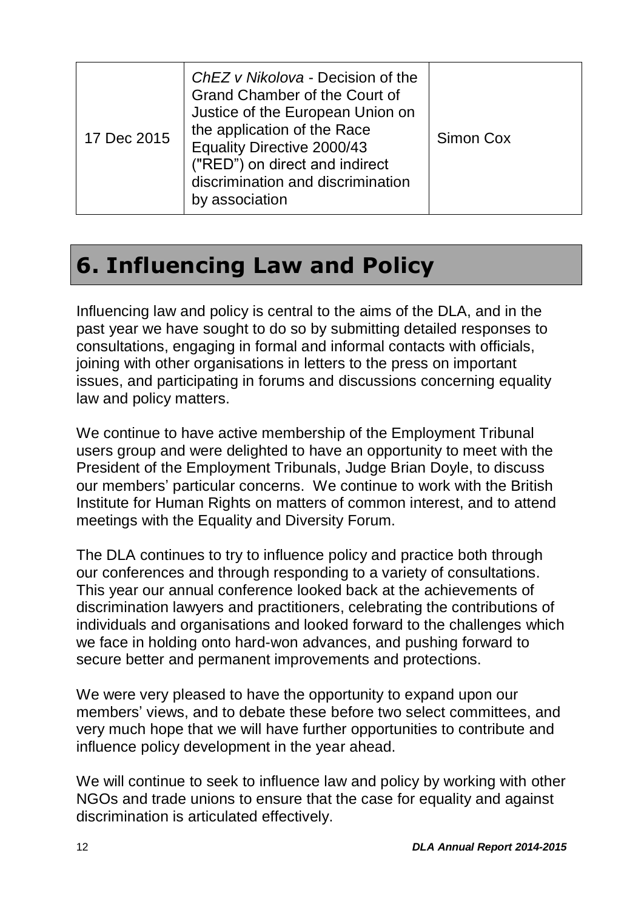| | | |
|---|---|---|
| 17 Dec 2015 | *ChEZ v Nikolova* - Decision of the Grand Chamber of the Court of Justice of the European Union on the application of the Race Equality Directive 2000/43 ("RED") on direct and indirect discrimination and discrimination by association | Simon Cox |

# 6. Influencing Law and Policy

Influencing law and policy is central to the aims of the DLA, and in the past year we have sought to do so by submitting detailed responses to consultations, engaging in formal and informal contacts with officials, joining with other organisations in letters to the press on important issues, and participating in forums and discussions concerning equality law and policy matters.

We continue to have active membership of the Employment Tribunal users group and were delighted to have an opportunity to meet with the President of the Employment Tribunals, Judge Brian Doyle, to discuss our members' particular concerns. We continue to work with the British Institute for Human Rights on matters of common interest, and to attend meetings with the Equality and Diversity Forum.

The DLA continues to try to influence policy and practice both through our conferences and through responding to a variety of consultations. This year our annual conference looked back at the achievements of discrimination lawyers and practitioners, celebrating the contributions of individuals and organisations and looked forward to the challenges which we face in holding onto hard-won advances, and pushing forward to secure better and permanent improvements and protections.

We were very pleased to have the opportunity to expand upon our members' views, and to debate these before two select committees, and very much hope that we will have further opportunities to contribute and influence policy development in the year ahead.

We will continue to seek to influence law and policy by working with other NGOs and trade unions to ensure that the case for equality and against discrimination is articulated effectively.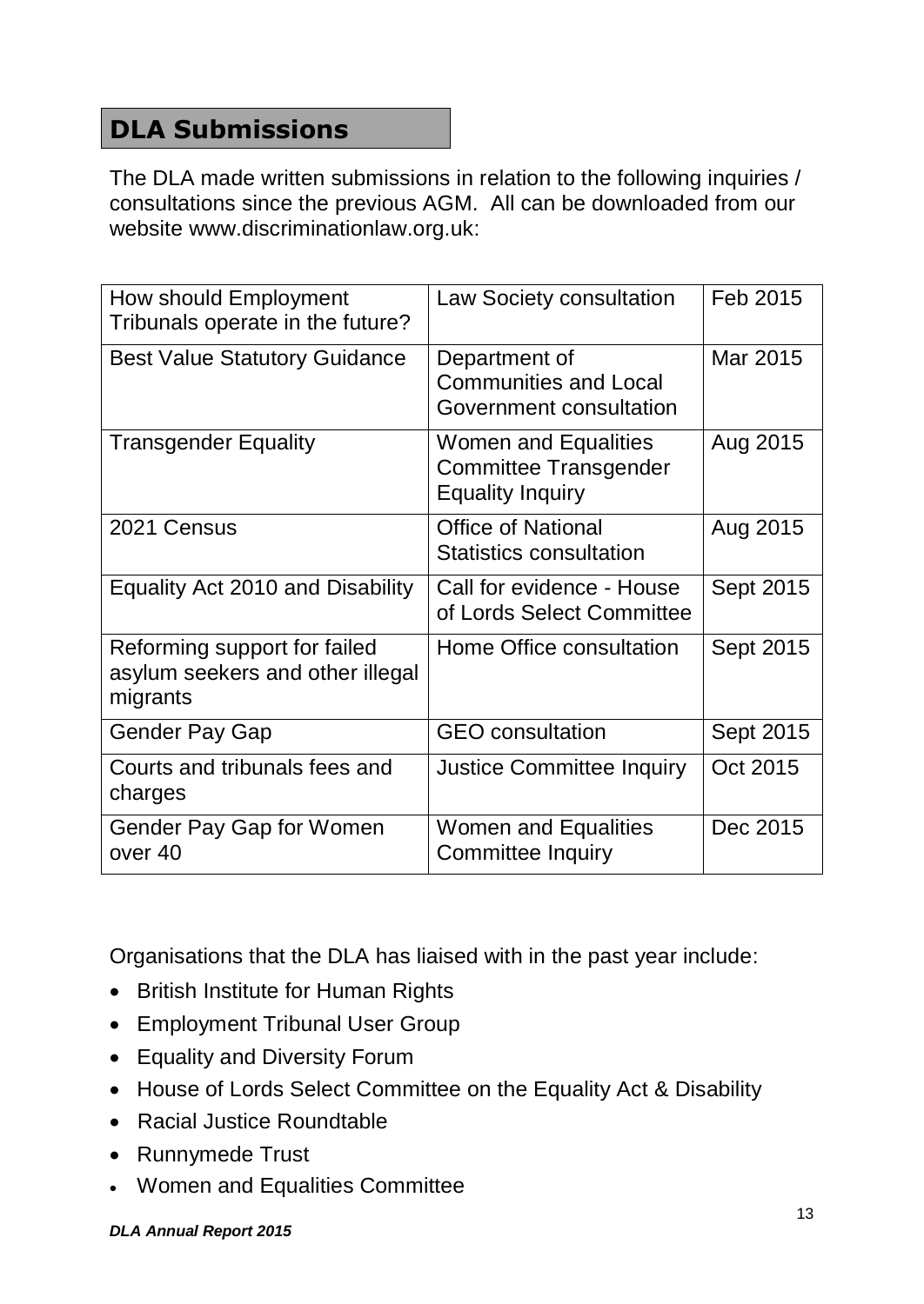## DLA Submissions

The DLA made written submissions in relation to the following inquiries / consultations since the previous AGM. All can be downloaded from our website www.discriminationlaw.org.uk:

| | | |
|---|---|---|
| How should Employment Tribunals operate in the future? | Law Society consultation | Feb 2015 |
| Best Value Statutory Guidance | Department of Communities and Local Government consultation | Mar 2015 |
| Transgender Equality | Women and Equalities Committee Transgender Equality Inquiry | Aug 2015 |
| 2021 Census | Office of National Statistics consultation | Aug 2015 |
| Equality Act 2010 and Disability | Call for evidence - House of Lords Select Committee | Sept 2015 |
| Reforming support for failed asylum seekers and other illegal migrants | Home Office consultation | Sept 2015 |
| Gender Pay Gap | GEO consultation | Sept 2015 |
| Courts and tribunals fees and charges | Justice Committee Inquiry | Oct 2015 |
| Gender Pay Gap for Women over 40 | Women and Equalities Committee Inquiry | Dec 2015 |

Organisations that the DLA has liaised with in the past year include:

- British Institute for Human Rights
- Employment Tribunal User Group
- Equality and Diversity Forum
- House of Lords Select Committee on the Equality Act & Disability
- Racial Justice Roundtable
- Runnymede Trust
- Women and Equalities Committee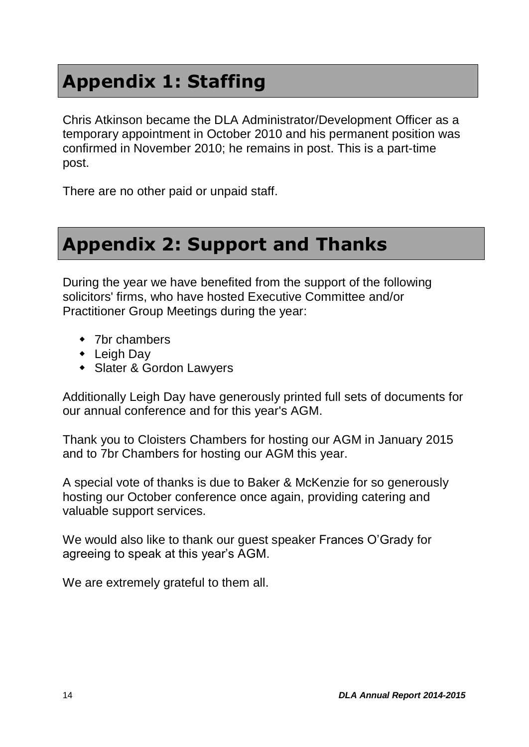# Appendix 1: Staffing

Chris Atkinson became the DLA Administrator/Development Officer as a temporary appointment in October 2010 and his permanent position was confirmed in November 2010; he remains in post. This is a part-time post.

There are no other paid or unpaid staff.

# Appendix 2: Support and Thanks

During the year we have benefited from the support of the following solicitors' firms, who have hosted Executive Committee and/or Practitioner Group Meetings during the year:

- 7br chambers
- Leigh Day
- Slater & Gordon Lawyers

Additionally Leigh Day have generously printed full sets of documents for our annual conference and for this year's AGM.

Thank you to Cloisters Chambers for hosting our AGM in January 2015 and to 7br Chambers for hosting our AGM this year.

A special vote of thanks is due to Baker & McKenzie for so generously hosting our October conference once again, providing catering and valuable support services.

We would also like to thank our guest speaker Frances O'Grady for agreeing to speak at this year's AGM.

We are extremely grateful to them all.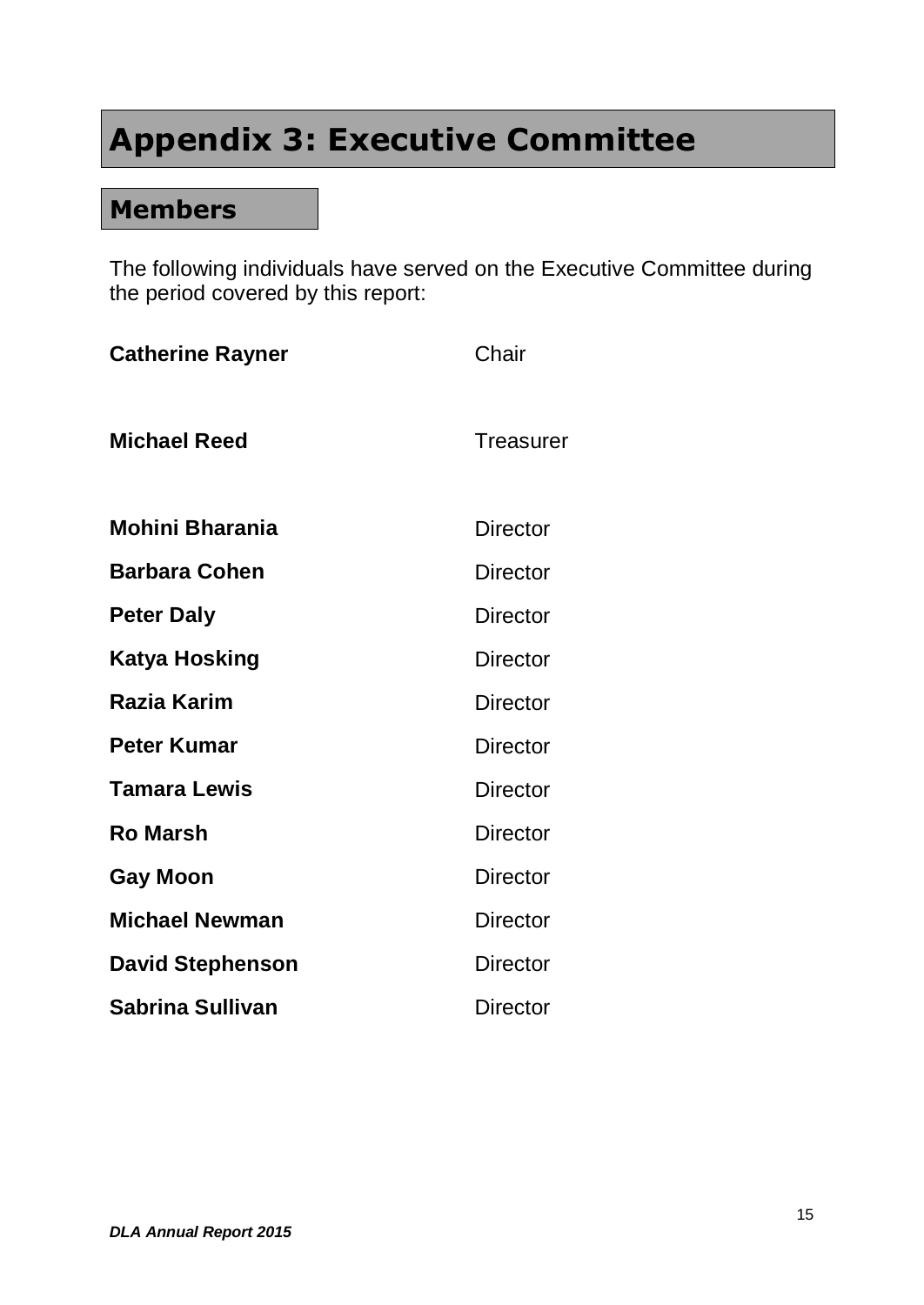# Appendix 3: Executive Committee

## Members

The following individuals have served on the Executive Committee during the period covered by this report:

| | |
|---|---|
| **Catherine Rayner** | Chair |
| **Michael Reed** | Treasurer |
| **Mohini Bharania** | Director |
| **Barbara Cohen** | Director |
| **Peter Daly** | Director |
| **Katya Hosking** | Director |
| **Razia Karim** | Director |
| **Peter Kumar** | Director |
| **Tamara Lewis** | Director |
| **Ro Marsh** | Director |
| **Gay Moon** | Director |
| **Michael Newman** | Director |
| **David Stephenson** | Director |
| **Sabrina Sullivan** | Director |